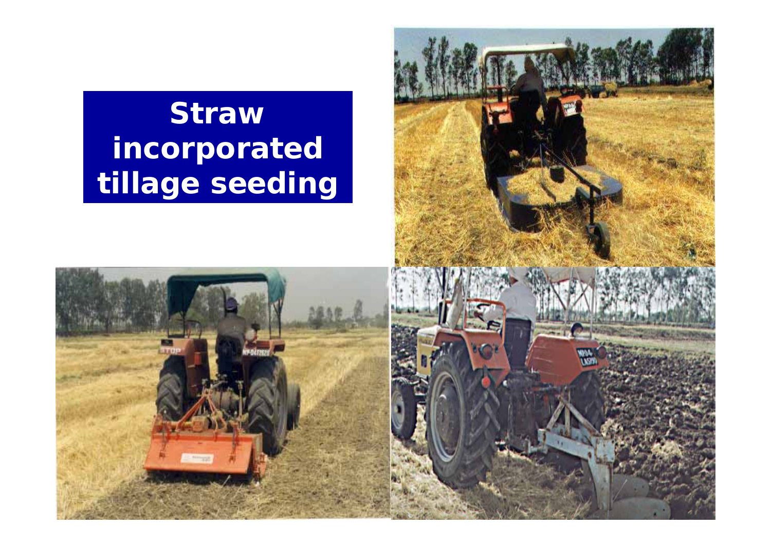# Straw incorporated tillage seeding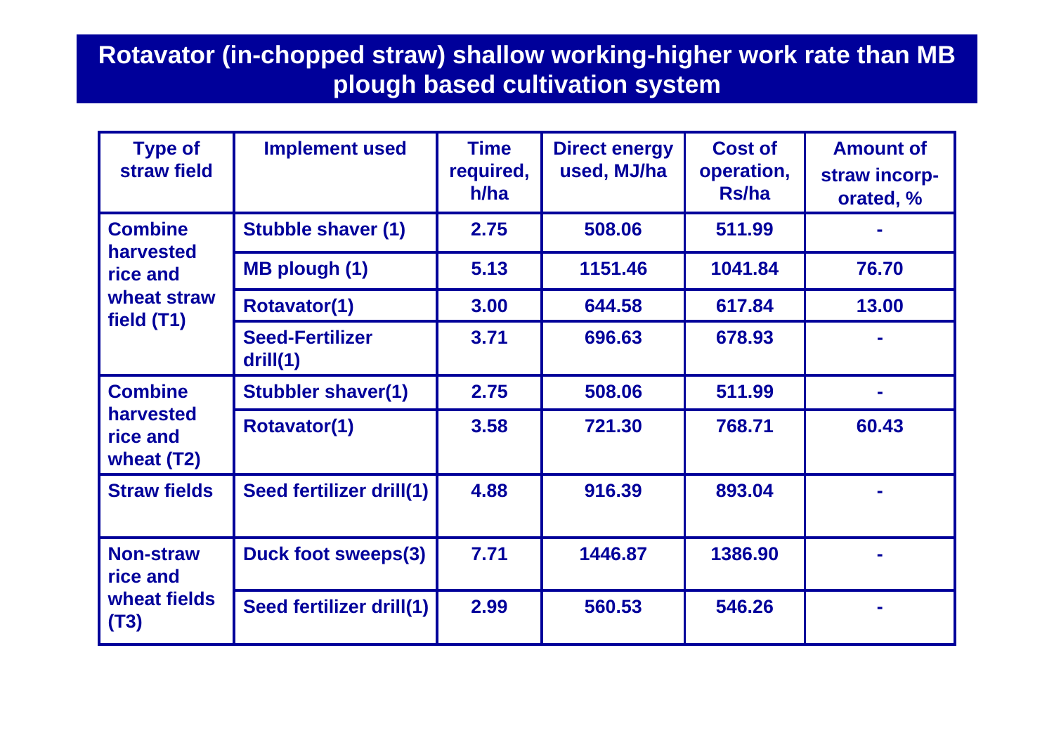# Rotavator (in-chopped straw) shallow working-higher work rate than MB plough based cultivation system

| Type of straw field | Implement used | Time required, h/ha | Direct energy used, MJ/ha | Cost of operation, Rs/ha | Amount of straw incorp-orated, % |
|---|---|---|---|---|---|
| Combine harvested rice and wheat straw field (T1) | Stubble shaver (1) | 2.75 | 508.06 | 511.99 | - |
| | MB plough (1) | 5.13 | 1151.46 | 1041.84 | 76.70 |
| | Rotavator(1) | 3.00 | 644.58 | 617.84 | 13.00 |
| | Seed-Fertilizer drill(1) | 3.71 | 696.63 | 678.93 | - |
| Combine harvested rice and wheat (T2) | Stubbler shaver(1) | 2.75 | 508.06 | 511.99 | - |
| | Rotavator(1) | 3.58 | 721.30 | 768.71 | 60.43 |
| Straw fields | Seed fertilizer drill(1) | 4.88 | 916.39 | 893.04 | - |
| Non-straw rice and wheat fields (T3) | Duck foot sweeps(3) | 7.71 | 1446.87 | 1386.90 | - |
| | Seed fertilizer drill(1) | 2.99 | 560.53 | 546.26 | - |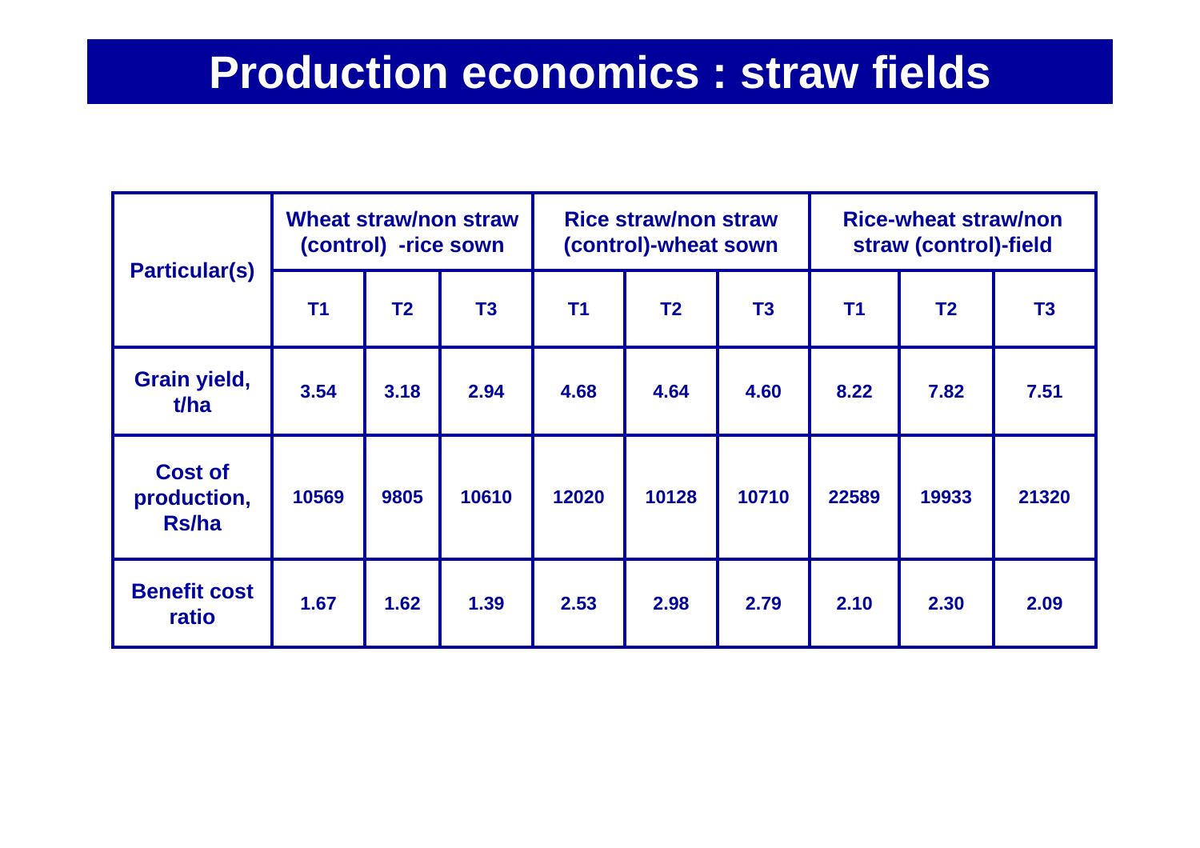# Production economics : straw fields

| Particular(s) | Wheat straw/non straw (control) -rice sown | | | Rice straw/non straw (control)-wheat sown | | | Rice-wheat straw/non straw (control)-field | | |
|---|---|---|---|---|---|---|---|---|---|
| | T1 | T2 | T3 | T1 | T2 | T3 | T1 | T2 | T3 |
| Grain yield, t/ha | 3.54 | 3.18 | 2.94 | 4.68 | 4.64 | 4.60 | 8.22 | 7.82 | 7.51 |
| Cost of production, Rs/ha | 10569 | 9805 | 10610 | 12020 | 10128 | 10710 | 22589 | 19933 | 21320 |
| Benefit cost ratio | 1.67 | 1.62 | 1.39 | 2.53 | 2.98 | 2.79 | 2.10 | 2.30 | 2.09 |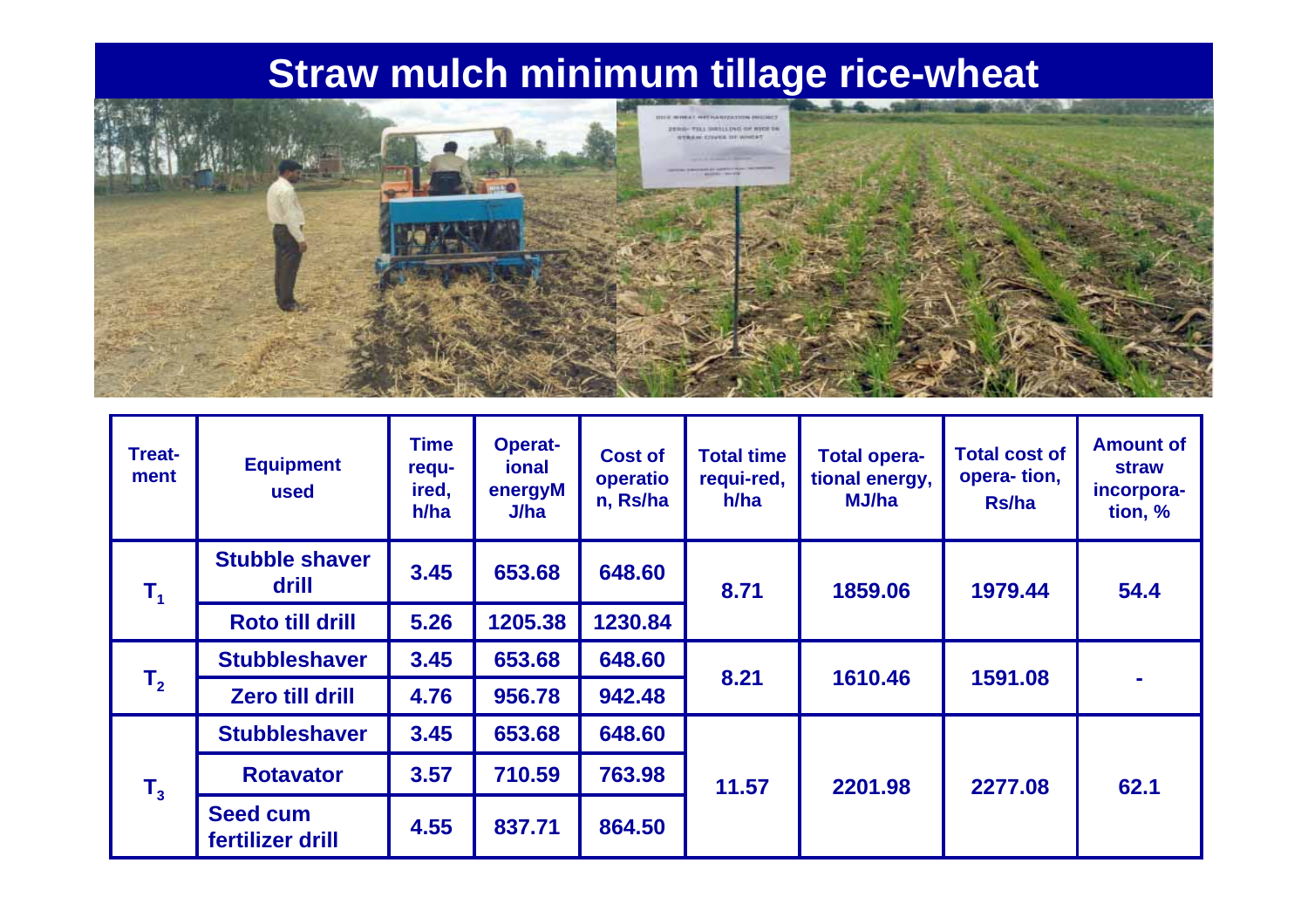# Straw mulch minimum tillage rice-wheat

| Treat-ment | Equipment used | Time requ-ired, h/ha | Operat-ional energyMJ/ha | Cost of operation, Rs/ha | Total time requi-red, h/ha | Total opera-tional energy, MJ/ha | Total cost of opera- tion, Rs/ha | Amount of straw incorpora-tion, % |
|---|---|---|---|---|---|---|---|---|
| $T_1$ | Stubble shaver drill | 3.45 | 653.68 | 648.60 | 8.71 | 1859.06 | 1979.44 | 54.4 |
| | Roto till drill | 5.26 | 1205.38 | 1230.84 | | | | |
| $T_2$ | Stubbleshaver | 3.45 | 653.68 | 648.60 | 8.21 | 1610.46 | 1591.08 | - |
| | Zero till drill | 4.76 | 956.78 | 942.48 | | | | |
| $T_3$ | Stubbleshaver | 3.45 | 653.68 | 648.60 | 11.57 | 2201.98 | 2277.08 | 62.1 |
| | Rotavator | 3.57 | 710.59 | 763.98 | | | | |
| | Seed cum fertilizer drill | 4.55 | 837.71 | 864.50 | | | | |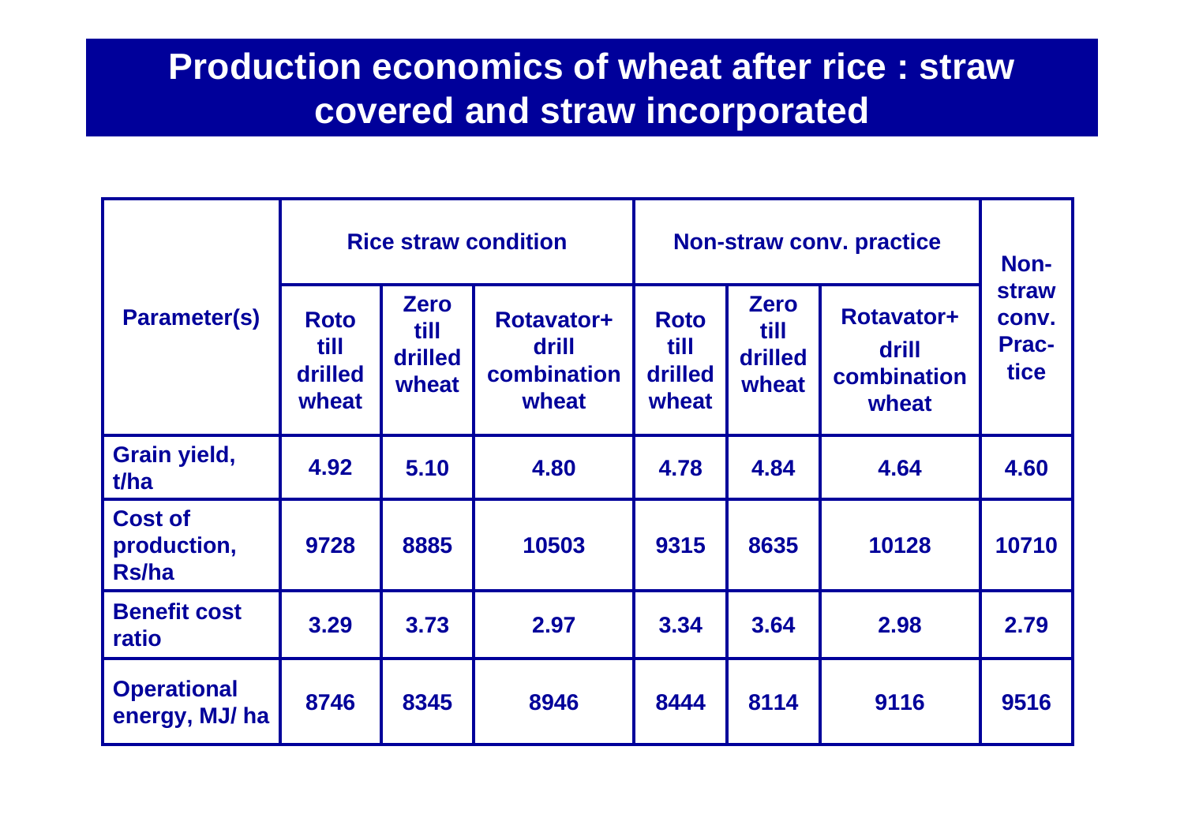# Production economics of wheat after rice : straw covered and straw incorporated

| Parameter(s) | Rice straw condition | | | Non-straw conv. practice | | | Non-straw conv. Prac-tice |
|---|---|---|---|---|---|---|---|
| | Roto till drilled wheat | Zero till drilled wheat | Rotavator+ drill combination wheat | Roto till drilled wheat | Zero till drilled wheat | Rotavator+ drill combination wheat | |
| Grain yield, t/ha | 4.92 | 5.10 | 4.80 | 4.78 | 4.84 | 4.64 | 4.60 |
| Cost of production, Rs/ha | 9728 | 8885 | 10503 | 9315 | 8635 | 10128 | 10710 |
| Benefit cost ratio | 3.29 | 3.73 | 2.97 | 3.34 | 3.64 | 2.98 | 2.79 |
| Operational energy, MJ/ ha | 8746 | 8345 | 8946 | 8444 | 8114 | 9116 | 9516 |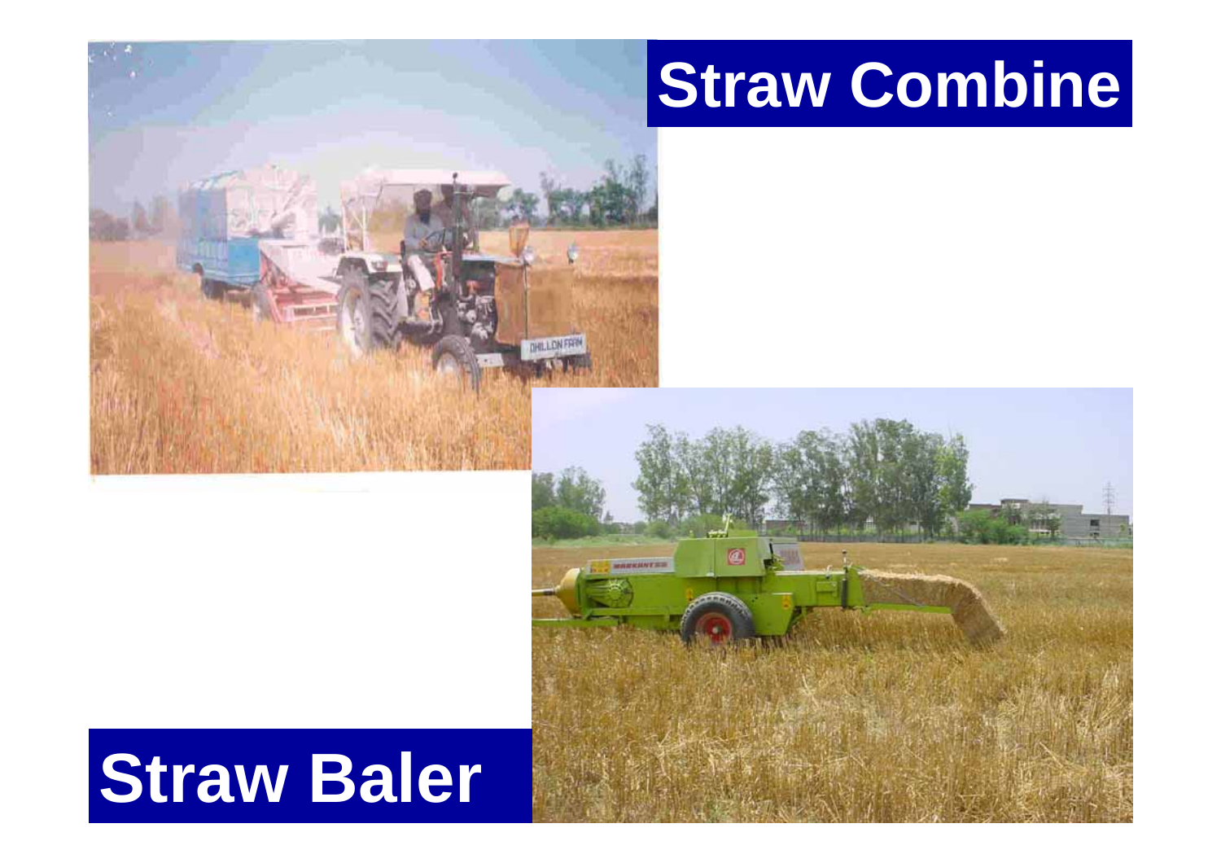**Straw Combine**

**Straw Baler**